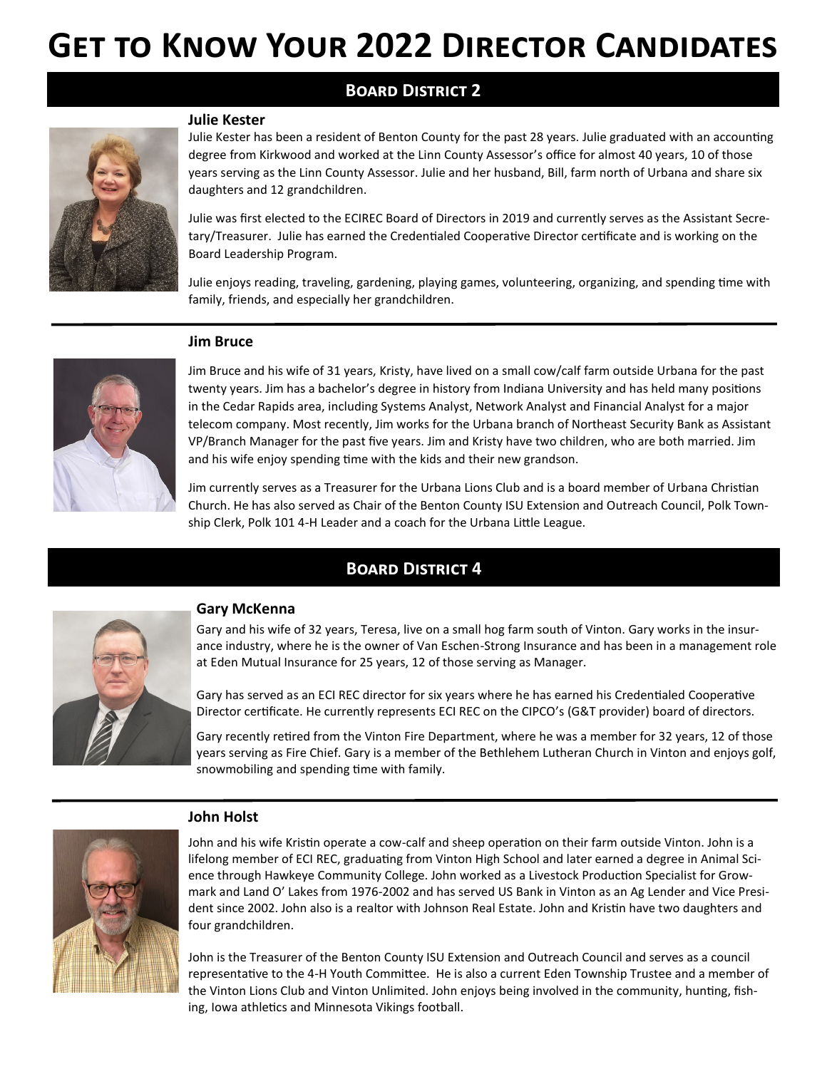# Get to Know Your 2022 Director Candidates

## Board District 2

### Julie Kester

Julie Kester has been a resident of Benton County for the past 28 years. Julie graduated with an accounting degree from Kirkwood and worked at the Linn County Assessor's office for almost 40 years, 10 of those years serving as the Linn County Assessor. Julie and her husband, Bill, farm north of Urbana and share six daughters and 12 grandchildren.

Julie was first elected to the ECIREC Board of Directors in 2019 and currently serves as the Assistant Secretary/Treasurer. Julie has earned the Credentialed Cooperative Director certificate and is working on the Board Leadership Program.

Julie enjoys reading, traveling, gardening, playing games, volunteering, organizing, and spending time with family, friends, and especially her grandchildren.

### Jim Bruce

Jim Bruce and his wife of 31 years, Kristy, have lived on a small cow/calf farm outside Urbana for the past twenty years. Jim has a bachelor's degree in history from Indiana University and has held many positions in the Cedar Rapids area, including Systems Analyst, Network Analyst and Financial Analyst for a major telecom company. Most recently, Jim works for the Urbana branch of Northeast Security Bank as Assistant VP/Branch Manager for the past five years. Jim and Kristy have two children, who are both married. Jim and his wife enjoy spending time with the kids and their new grandson.

Jim currently serves as a Treasurer for the Urbana Lions Club and is a board member of Urbana Christian Church. He has also served as Chair of the Benton County ISU Extension and Outreach Council, Polk Township Clerk, Polk 101 4-H Leader and a coach for the Urbana Little League.

## Board District 4

### Gary McKenna

Gary and his wife of 32 years, Teresa, live on a small hog farm south of Vinton. Gary works in the insurance industry, where he is the owner of Van Eschen-Strong Insurance and has been in a management role at Eden Mutual Insurance for 25 years, 12 of those serving as Manager.

Gary has served as an ECI REC director for six years where he has earned his Credentialed Cooperative Director certificate. He currently represents ECI REC on the CIPCO's (G&T provider) board of directors.

Gary recently retired from the Vinton Fire Department, where he was a member for 32 years, 12 of those years serving as Fire Chief. Gary is a member of the Bethlehem Lutheran Church in Vinton and enjoys golf, snowmobiling and spending time with family.

### John Holst

John and his wife Kristin operate a cow-calf and sheep operation on their farm outside Vinton. John is a lifelong member of ECI REC, graduating from Vinton High School and later earned a degree in Animal Science through Hawkeye Community College. John worked as a Livestock Production Specialist for Growmark and Land O' Lakes from 1976-2002 and has served US Bank in Vinton as an Ag Lender and Vice President since 2002. John also is a realtor with Johnson Real Estate. John and Kristin have two daughters and four grandchildren.

John is the Treasurer of the Benton County ISU Extension and Outreach Council and serves as a council representative to the 4-H Youth Committee. He is also a current Eden Township Trustee and a member of the Vinton Lions Club and Vinton Unlimited. John enjoys being involved in the community, hunting, fishing, Iowa athletics and Minnesota Vikings football.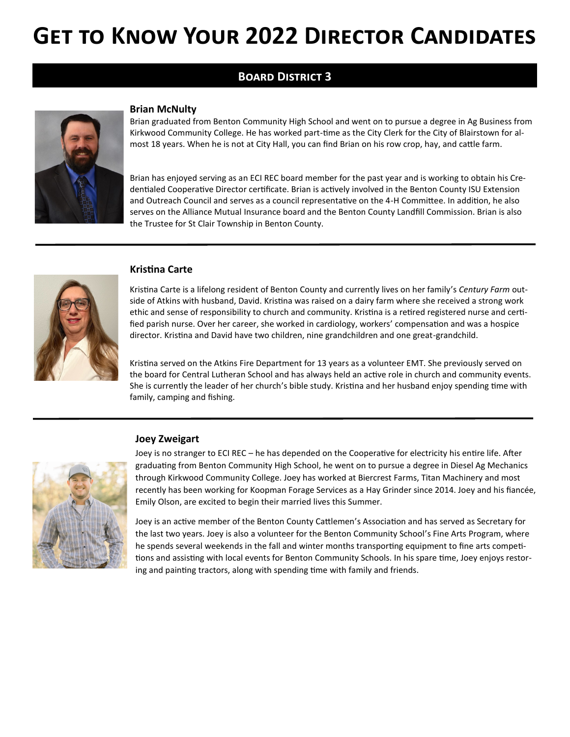# Get to Know Your 2022 Director Candidates

## Board District 3

### Brian McNulty

Brian graduated from Benton Community High School and went on to pursue a degree in Ag Business from Kirkwood Community College. He has worked part-time as the City Clerk for the City of Blairstown for almost 18 years. When he is not at City Hall, you can find Brian on his row crop, hay, and cattle farm.

Brian has enjoyed serving as an ECI REC board member for the past year and is working to obtain his Credentialed Cooperative Director certificate. Brian is actively involved in the Benton County ISU Extension and Outreach Council and serves as a council representative on the 4-H Committee. In addition, he also serves on the Alliance Mutual Insurance board and the Benton County Landfill Commission. Brian is also the Trustee for St Clair Township in Benton County.

---

### Kristina Carte

Kristina Carte is a lifelong resident of Benton County and currently lives on her family's *Century Farm* outside of Atkins with husband, David. Kristina was raised on a dairy farm where she received a strong work ethic and sense of responsibility to church and community. Kristina is a retired registered nurse and certified parish nurse. Over her career, she worked in cardiology, workers' compensation and was a hospice director. Kristina and David have two children, nine grandchildren and one great-grandchild.

Kristina served on the Atkins Fire Department for 13 years as a volunteer EMT. She previously served on the board for Central Lutheran School and has always held an active role in church and community events. She is currently the leader of her church's bible study. Kristina and her husband enjoy spending time with family, camping and fishing.

---

### Joey Zweigart

Joey is no stranger to ECI REC – he has depended on the Cooperative for electricity his entire life. After graduating from Benton Community High School, he went on to pursue a degree in Diesel Ag Mechanics through Kirkwood Community College. Joey has worked at Biercrest Farms, Titan Machinery and most recently has been working for Koopman Forage Services as a Hay Grinder since 2014. Joey and his fiancée, Emily Olson, are excited to begin their married lives this Summer.

Joey is an active member of the Benton County Cattlemen's Association and has served as Secretary for the last two years. Joey is also a volunteer for the Benton Community School's Fine Arts Program, where he spends several weekends in the fall and winter months transporting equipment to fine arts competitions and assisting with local events for Benton Community Schools. In his spare time, Joey enjoys restoring and painting tractors, along with spending time with family and friends.